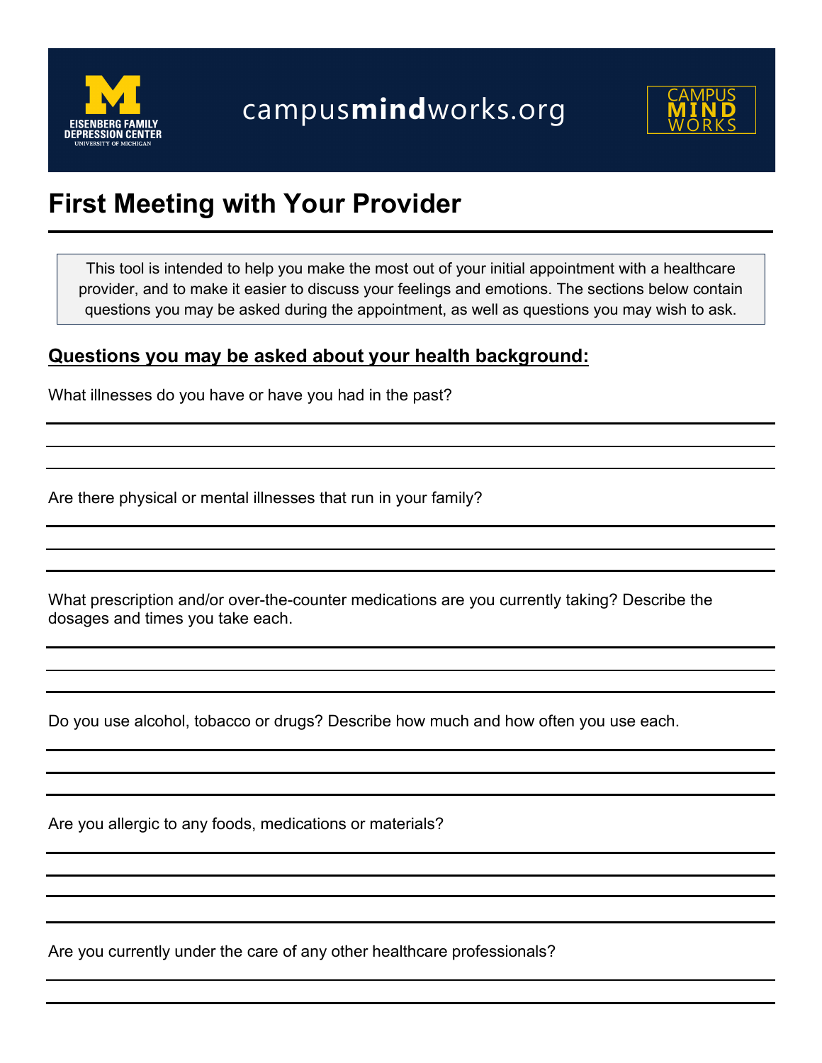EISENBERG FAMILY DEPRESSION CENTER
UNIVERSITY OF MICHIGAN

campusmindworks.org

CAMPUS MIND WORKS

# First Meeting with Your Provider

This tool is intended to help you make the most out of your initial appointment with a healthcare provider, and to make it easier to discuss your feelings and emotions. The sections below contain questions you may be asked during the appointment, as well as questions you may wish to ask.

## Questions you may be asked about your health background:

What illnesses do you have or have you had in the past?

Are there physical or mental illnesses that run in your family?

What prescription and/or over-the-counter medications are you currently taking? Describe the dosages and times you take each.

Do you use alcohol, tobacco or drugs? Describe how much and how often you use each.

Are you allergic to any foods, medications or materials?

Are you currently under the care of any other healthcare professionals?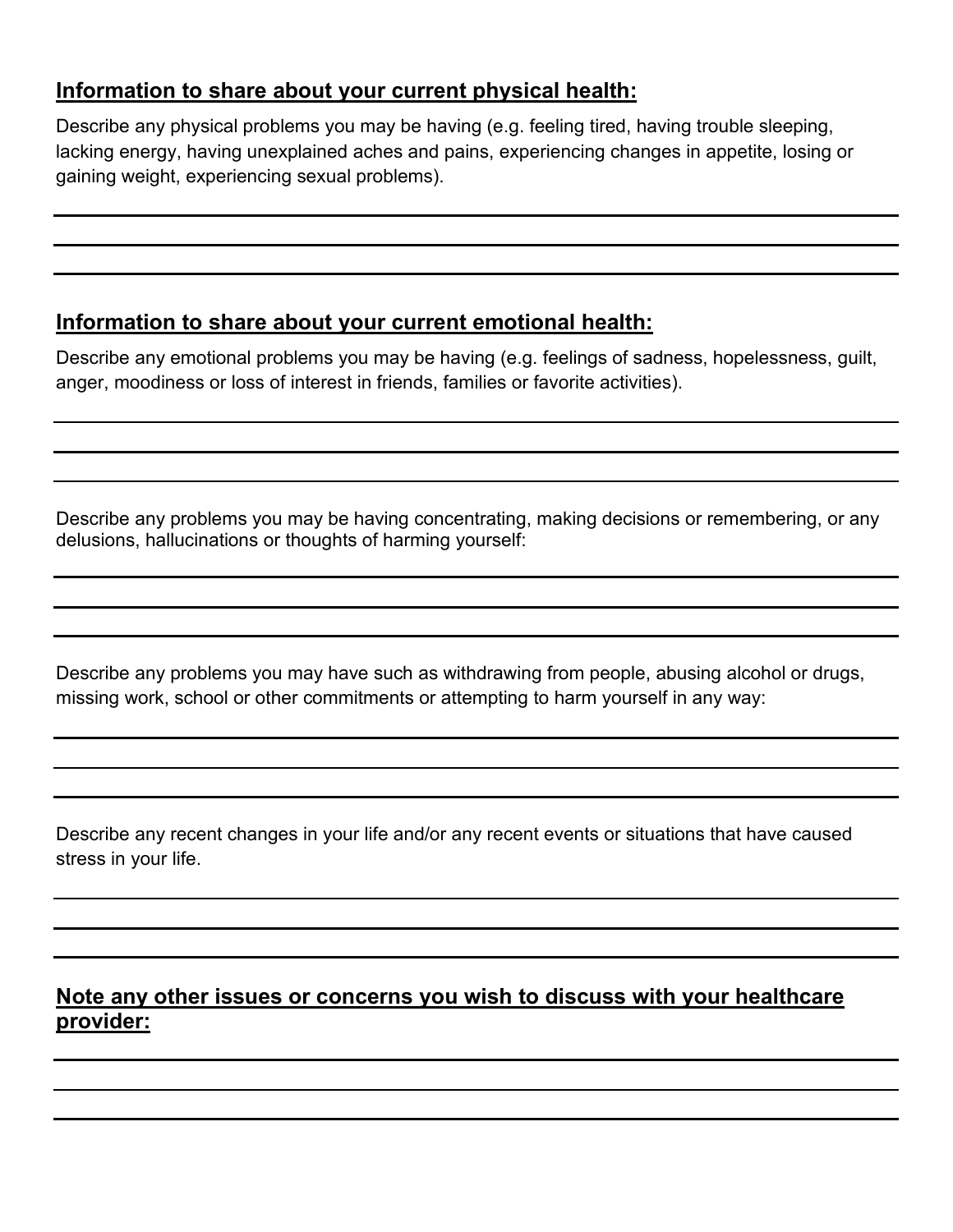## Information to share about your current physical health:

Describe any physical problems you may be having (e.g. feeling tired, having trouble sleeping, lacking energy, having unexplained aches and pains, experiencing changes in appetite, losing or gaining weight, experiencing sexual problems).

---

---

---

## Information to share about your current emotional health:

Describe any emotional problems you may be having (e.g. feelings of sadness, hopelessness, guilt, anger, moodiness or loss of interest in friends, families or favorite activities).

---

---

---

Describe any problems you may be having concentrating, making decisions or remembering, or any delusions, hallucinations or thoughts of harming yourself:

---

---

---

Describe any problems you may have such as withdrawing from people, abusing alcohol or drugs, missing work, school or other commitments or attempting to harm yourself in any way:

---

---

---

Describe any recent changes in your life and/or any recent events or situations that have caused stress in your life.

---

---

---

## Note any other issues or concerns you wish to discuss with your healthcare provider:

---

---

---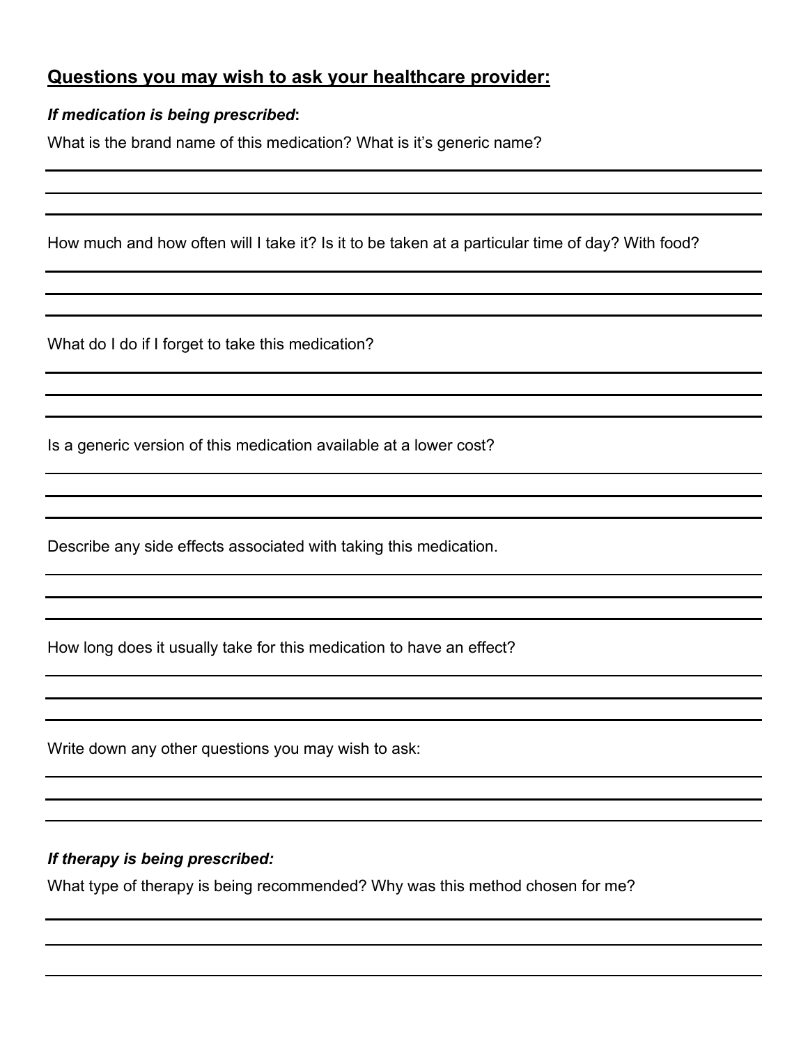## Questions you may wish to ask your healthcare provider:

***If medication is being prescribed*:**

What is the brand name of this medication? What is it's generic name?

How much and how often will I take it? Is it to be taken at a particular time of day? With food?

What do I do if I forget to take this medication?

Is a generic version of this medication available at a lower cost?

Describe any side effects associated with taking this medication.

How long does it usually take for this medication to have an effect?

Write down any other questions you may wish to ask:

***If therapy is being prescribed:***

What type of therapy is being recommended? Why was this method chosen for me?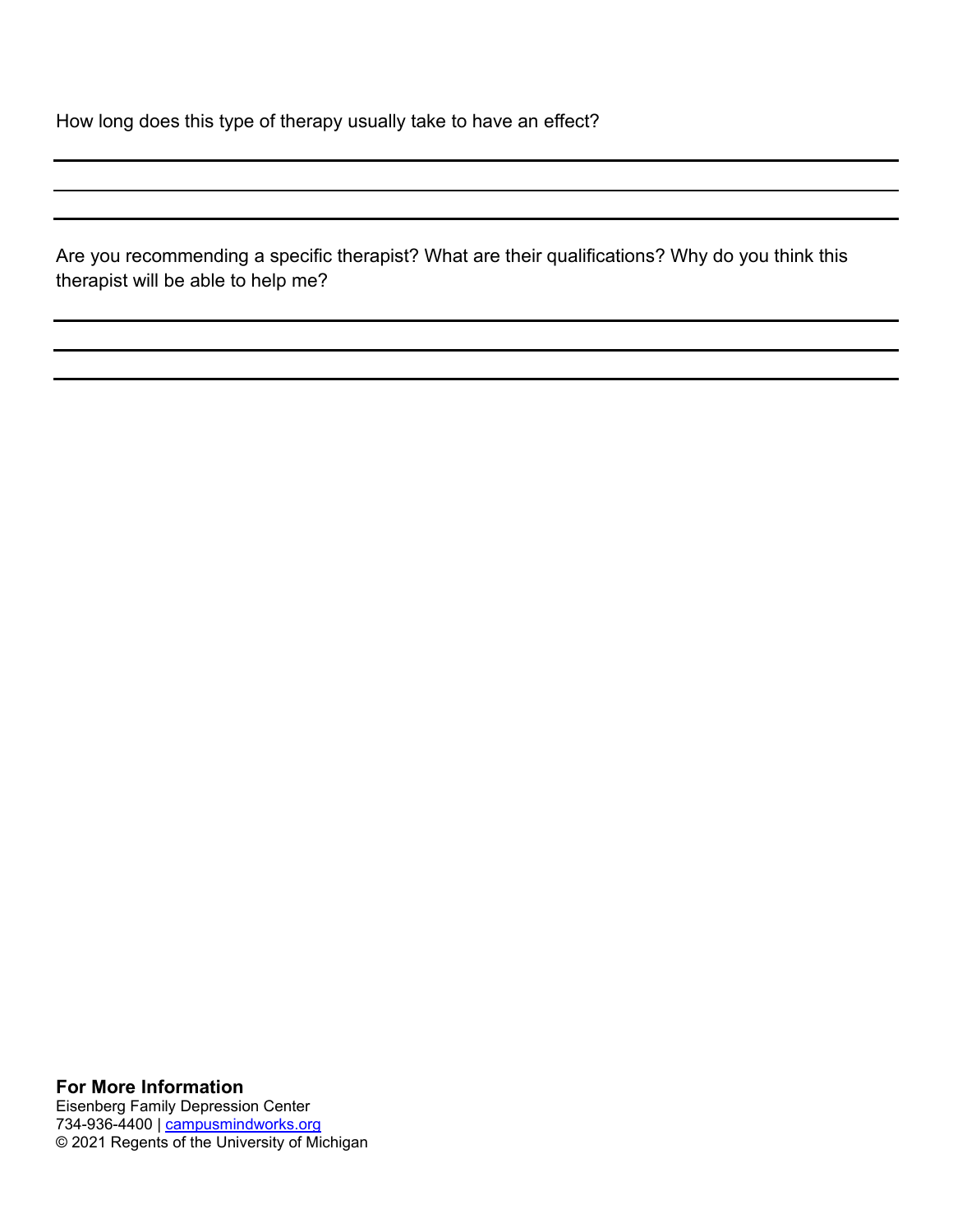How long does this type of therapy usually take to have an effect?

---

---

---

Are you recommending a specific therapist? What are their qualifications? Why do you think this therapist will be able to help me?

---

---

---

**For More Information**
Eisenberg Family Depression Center
734-936-4400 | [campusmindworks.org](campusmindworks.org)
© 2021 Regents of the University of Michigan